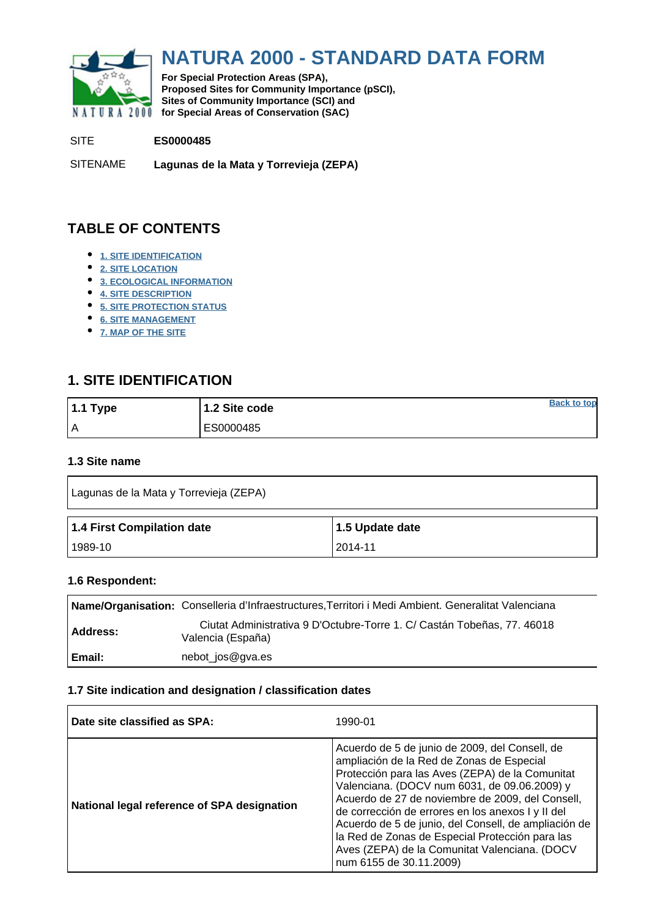# NATURA 2000 - STANDARD DATA FORM

**For Special Protection Areas (SPA),**
**Proposed Sites for Community Importance (pSCI),**
**Sites of Community Importance (SCI) and**
**for Special Areas of Conservation (SAC)**

SITE **ES0000485**

SITENAME **Lagunas de la Mata y Torrevieja (ZEPA)**

## TABLE OF CONTENTS

- 1. SITE IDENTIFICATION
- 2. SITE LOCATION
- 3. ECOLOGICAL INFORMATION
- 4. SITE DESCRIPTION
- 5. SITE PROTECTION STATUS
- 6. SITE MANAGEMENT
- 7. MAP OF THE SITE

## 1. SITE IDENTIFICATION

| 1.1 Type | 1.2 Site code |
|---|---|
| A | ES0000485 |

Back to top

### 1.3 Site name

| Lagunas de la Mata y Torrevieja (ZEPA) |
|---|

| 1.4 First Compilation date | 1.5 Update date |
|---|---|
| 1989-10 | 2014-11 |

### 1.6 Respondent:

| | |
|---|---|
| **Name/Organisation:** | Conselleria d'Infraestructures,Territori i Medi Ambient. Generalitat Valenciana |
| **Address:** | Ciutat Administrativa 9 D'Octubre-Torre 1. C/ Castán Tobeñas, 77. 46018 Valencia (España) |
| **Email:** | nebot_jos@gva.es |

### 1.7 Site indication and designation / classification dates

| | |
|---|---|
| **Date site classified as SPA:** | 1990-01 |
| **National legal reference of SPA designation** | Acuerdo de 5 de junio de 2009, del Consell, de ampliación de la Red de Zonas de Especial Protección para las Aves (ZEPA) de la Comunitat Valenciana. (DOCV num 6031, de 09.06.2009) y Acuerdo de 27 de noviembre de 2009, del Consell, de corrección de errores en los anexos I y II del Acuerdo de 5 de junio, del Consell, de ampliación de la Red de Zonas de Especial Protección para las Aves (ZEPA) de la Comunitat Valenciana. (DOCV num 6155 de 30.11.2009) |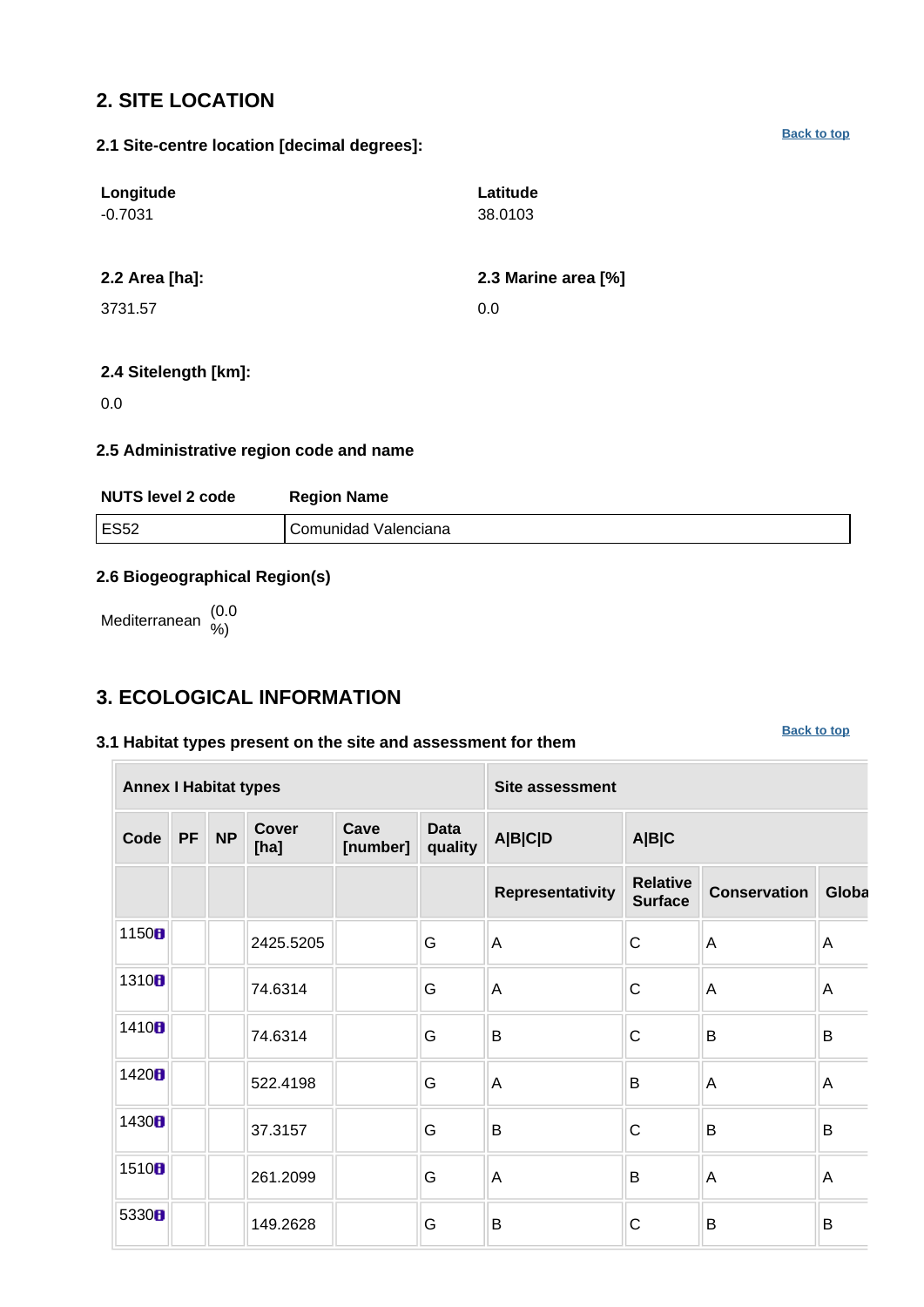## 2. SITE LOCATION

### 2.1 Site-centre location [decimal degrees]:

| Longitude | Latitude |
|---|---|
| -0.7031 | 38.0103 |

**2.2 Area [ha]:**

3731.57

**2.3 Marine area [%]**

0.0

**2.4 Sitelength [km]:**

0.0

### 2.5 Administrative region code and name

| NUTS level 2 code | Region Name |
|---|---|
| ES52 | Comunidad Valenciana |

### 2.6 Biogeographical Region(s)

Mediterranean (0.0 %)

## 3. ECOLOGICAL INFORMATION

### 3.1 Habitat types present on the site and assessment for them

| Annex I Habitat types | | | | | | Site assessment | | | |
|---|---|---|---|---|---|---|---|---|---|
| Code | PF | NP | Cover [ha] | Cave [number] | Data quality | A\|B\|C\|D | A\|B\|C | | |
| | | | | | | Representativity | Relative Surface | Conservation | Globa |
| 1150 | | | 2425.5205 | | G | A | C | A | A |
| 1310 | | | 74.6314 | | G | A | C | A | A |
| 1410 | | | 74.6314 | | G | B | C | B | B |
| 1420 | | | 522.4198 | | G | A | B | A | A |
| 1430 | | | 37.3157 | | G | B | C | B | B |
| 1510 | | | 261.2099 | | G | A | B | A | A |
| 5330 | | | 149.2628 | | G | B | C | B | B |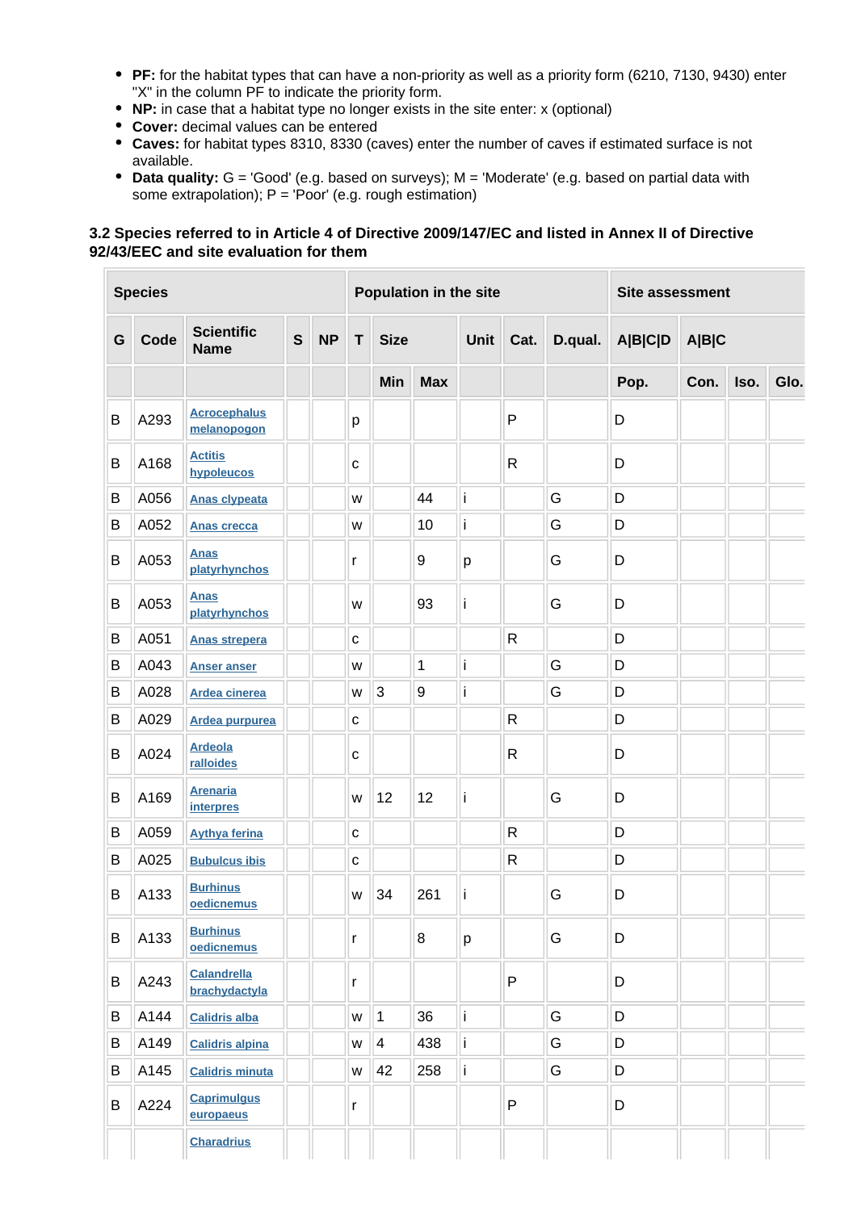- **PF:** for the habitat types that can have a non-priority as well as a priority form (6210, 7130, 9430) enter "X" in the column PF to indicate the priority form.
- **NP:** in case that a habitat type no longer exists in the site enter: x (optional)
- **Cover:** decimal values can be entered
- **Caves:** for habitat types 8310, 8330 (caves) enter the number of caves if estimated surface is not available.
- **Data quality:** G = 'Good' (e.g. based on surveys); M = 'Moderate' (e.g. based on partial data with some extrapolation); P = 'Poor' (e.g. rough estimation)

### 3.2 Species referred to in Article 4 of Directive 2009/147/EC and listed in Annex II of Directive 92/43/EEC and site evaluation for them

| Species | | | | | Population in the site | | | | | | Site assessment | | | |
|---|---|---|---|---|---|---|---|---|---|---|---|---|---|---|
| G | Code | Scientific Name | S | NP | T | Size | | Unit | Cat. | D.qual. | A\|B\|C\|D | A\|B\|C | | |
| | | | | | | Min | Max | | | | Pop. | Con. | Iso. | Glo. |
| B | A293 | Acrocephalus melanopogon | | | p | | | | P | | D | | | |
| B | A168 | Actitis hypoleucos | | | c | | | | R | | D | | | |
| B | A056 | Anas clypeata | | | w | | 44 | i | | G | D | | | |
| B | A052 | Anas crecca | | | w | | 10 | i | | G | D | | | |
| B | A053 | Anas platyrhynchos | | | r | | 9 | p | | G | D | | | |
| B | A053 | Anas platyrhynchos | | | w | | 93 | i | | G | D | | | |
| B | A051 | Anas strepera | | | c | | | | R | | D | | | |
| B | A043 | Anser anser | | | w | | 1 | i | | G | D | | | |
| B | A028 | Ardea cinerea | | | w | 3 | 9 | i | | G | D | | | |
| B | A029 | Ardea purpurea | | | c | | | | R | | D | | | |
| B | A024 | Ardeola ralloides | | | c | | | | R | | D | | | |
| B | A169 | Arenaria interpres | | | w | 12 | 12 | i | | G | D | | | |
| B | A059 | Aythya ferina | | | c | | | | R | | D | | | |
| B | A025 | Bubulcus ibis | | | c | | | | R | | D | | | |
| B | A133 | Burhinus oedicnemus | | | w | 34 | 261 | i | | G | D | | | |
| B | A133 | Burhinus oedicnemus | | | r | | 8 | p | | G | D | | | |
| B | A243 | Calandrella brachydactyla | | | r | | | | P | | D | | | |
| B | A144 | Calidris alba | | | w | 1 | 36 | i | | G | D | | | |
| B | A149 | Calidris alpina | | | w | 4 | 438 | i | | G | D | | | |
| B | A145 | Calidris minuta | | | w | 42 | 258 | i | | G | D | | | |
| B | A224 | Caprimulgus europaeus | | | r | | | | P | | D | | | |
| | | Charadrius | | | | | | | | | | | | |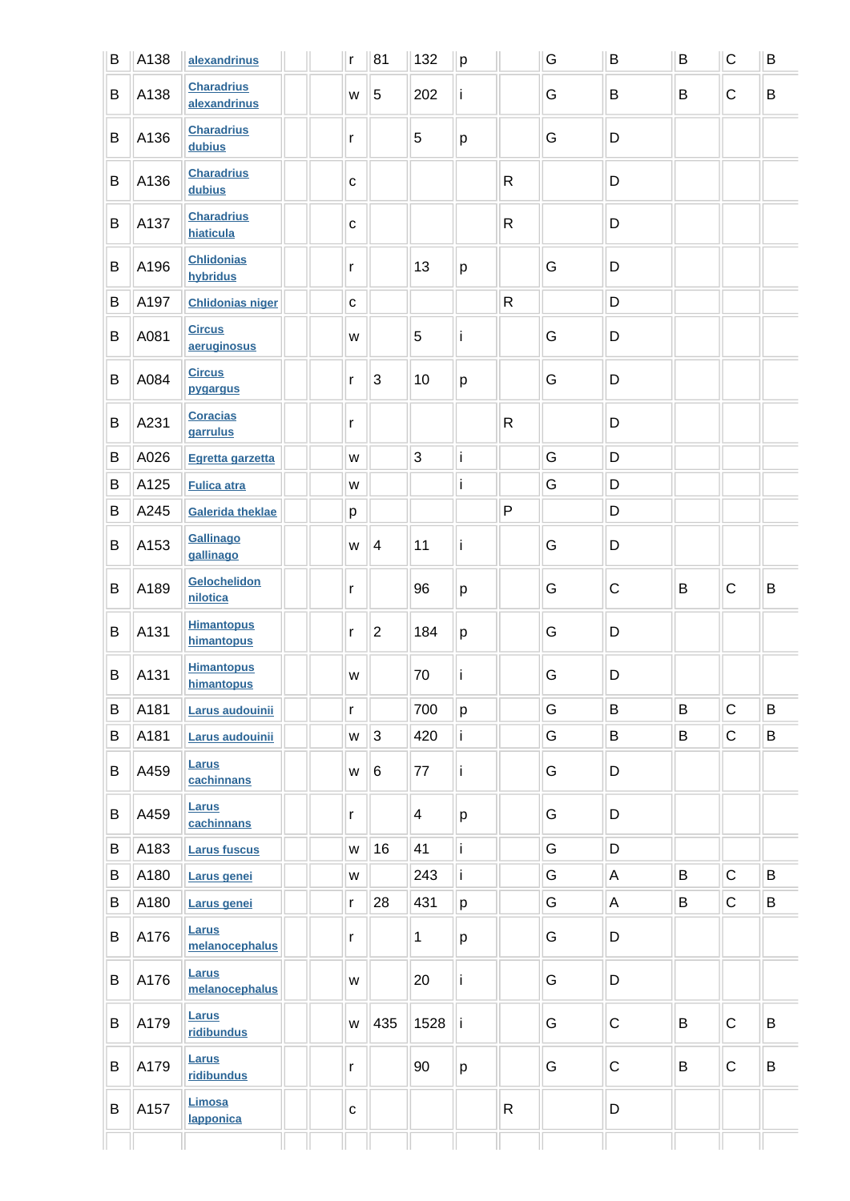| B | A138 | alexandrinus | | | r | 81 | 132 | p | | G | B | B | C | B |
|---|---|---|---|---|---|---|---|---|---|---|---|---|---|---|
| B | A138 | Charadrius alexandrinus | | | w | 5 | 202 | i | | G | B | B | C | B |
| B | A136 | Charadrius dubius | | | r | | 5 | p | | G | D | | | |
| B | A136 | Charadrius dubius | | | c | | | | R | | D | | | |
| B | A137 | Charadrius hiaticula | | | c | | | | R | | D | | | |
| B | A196 | Chlidonias hybridus | | | r | | 13 | p | | G | D | | | |
| B | A197 | Chlidonias niger | | | c | | | | R | | D | | | |
| B | A081 | Circus aeruginosus | | | w | | 5 | i | | G | D | | | |
| B | A084 | Circus pygargus | | | r | 3 | 10 | p | | G | D | | | |
| B | A231 | Coracias garrulus | | | r | | | | R | | D | | | |
| B | A026 | Egretta garzetta | | | w | | 3 | i | | G | D | | | |
| B | A125 | Fulica atra | | | w | | | i | | G | D | | | |
| B | A245 | Galerida theklae | | | p | | | | P | | D | | | |
| B | A153 | Gallinago gallinago | | | w | 4 | 11 | i | | G | D | | | |
| B | A189 | Gelochelidon nilotica | | | r | | 96 | p | | G | C | B | C | B |
| B | A131 | Himantopus himantopus | | | r | 2 | 184 | p | | G | D | | | |
| B | A131 | Himantopus himantopus | | | w | | 70 | i | | G | D | | | |
| B | A181 | Larus audouinii | | | r | | 700 | p | | G | B | B | C | B |
| B | A181 | Larus audouinii | | | w | 3 | 420 | i | | G | B | B | C | B |
| B | A459 | Larus cachinnans | | | w | 6 | 77 | i | | G | D | | | |
| B | A459 | Larus cachinnans | | | r | | 4 | p | | G | D | | | |
| B | A183 | Larus fuscus | | | w | 16 | 41 | i | | G | D | | | |
| B | A180 | Larus genei | | | w | | 243 | i | | G | A | B | C | B |
| B | A180 | Larus genei | | | r | 28 | 431 | p | | G | A | B | C | B |
| B | A176 | Larus melanocephalus | | | r | | 1 | p | | G | D | | | |
| B | A176 | Larus melanocephalus | | | w | | 20 | i | | G | D | | | |
| B | A179 | Larus ridibundus | | | w | 435 | 1528 | i | | G | C | B | C | B |
| B | A179 | Larus ridibundus | | | r | | 90 | p | | G | C | B | C | B |
| B | A157 | Limosa lapponica | | | c | | | | R | | D | | | |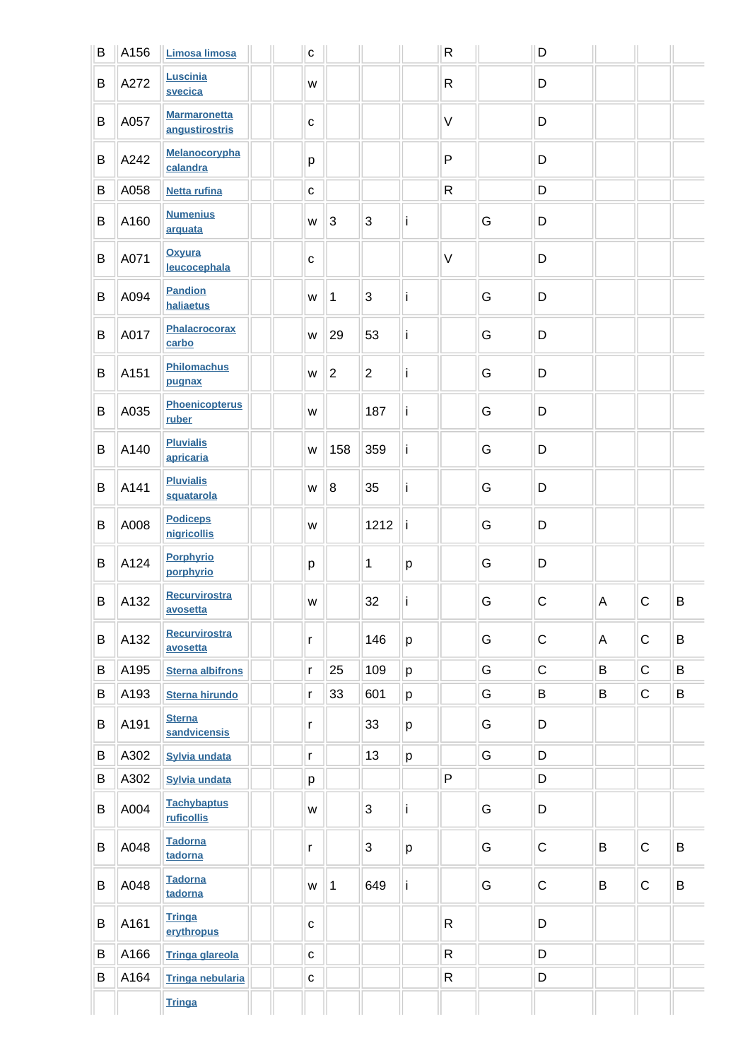| | | | | | | | | | | | | | | |
|---|---|---|---|---|---|---|---|---|---|---|---|---|---|---|
| B | A156 | Limosa limosa | | | c | | | | R | | D | | | |
| B | A272 | Luscinia svecica | | | w | | | | R | | D | | | |
| B | A057 | Marmaronetta angustirostris | | | c | | | | V | | D | | | |
| B | A242 | Melanocorypha calandra | | | p | | | | P | | D | | | |
| B | A058 | Netta rufina | | | c | | | | R | | D | | | |
| B | A160 | Numenius arquata | | | w | 3 | 3 | i | | G | D | | | |
| B | A071 | Oxyura leucocephala | | | c | | | | V | | D | | | |
| B | A094 | Pandion haliaetus | | | w | 1 | 3 | i | | G | D | | | |
| B | A017 | Phalacrocorax carbo | | | w | 29 | 53 | i | | G | D | | | |
| B | A151 | Philomachus pugnax | | | w | 2 | 2 | i | | G | D | | | |
| B | A035 | Phoenicopterus ruber | | | w | | 187 | i | | G | D | | | |
| B | A140 | Pluvialis apricaria | | | w | 158 | 359 | i | | G | D | | | |
| B | A141 | Pluvialis squatarola | | | w | 8 | 35 | i | | G | D | | | |
| B | A008 | Podiceps nigricollis | | | w | | 1212 | i | | G | D | | | |
| B | A124 | Porphyrio porphyrio | | | p | | 1 | p | | G | D | | | |
| B | A132 | Recurvirostra avosetta | | | w | | 32 | i | | G | C | A | C | B |
| B | A132 | Recurvirostra avosetta | | | r | | 146 | p | | G | C | A | C | B |
| B | A195 | Sterna albifrons | | | r | 25 | 109 | p | | G | C | B | C | B |
| B | A193 | Sterna hirundo | | | r | 33 | 601 | p | | G | B | B | C | B |
| B | A191 | Sterna sandvicensis | | | r | | 33 | p | | G | D | | | |
| B | A302 | Sylvia undata | | | r | | 13 | p | | G | D | | | |
| B | A302 | Sylvia undata | | | p | | | | P | | D | | | |
| B | A004 | Tachybaptus ruficollis | | | w | | 3 | i | | G | D | | | |
| B | A048 | Tadorna tadorna | | | r | | 3 | p | | G | C | B | C | B |
| B | A048 | Tadorna tadorna | | | w | 1 | 649 | i | | G | C | B | C | B |
| B | A161 | Tringa erythropus | | | c | | | | R | | D | | | |
| B | A166 | Tringa glareola | | | c | | | | R | | D | | | |
| B | A164 | Tringa nebularia | | | c | | | | R | | D | | | |
| | | Tringa | | | | | | | | | | | | |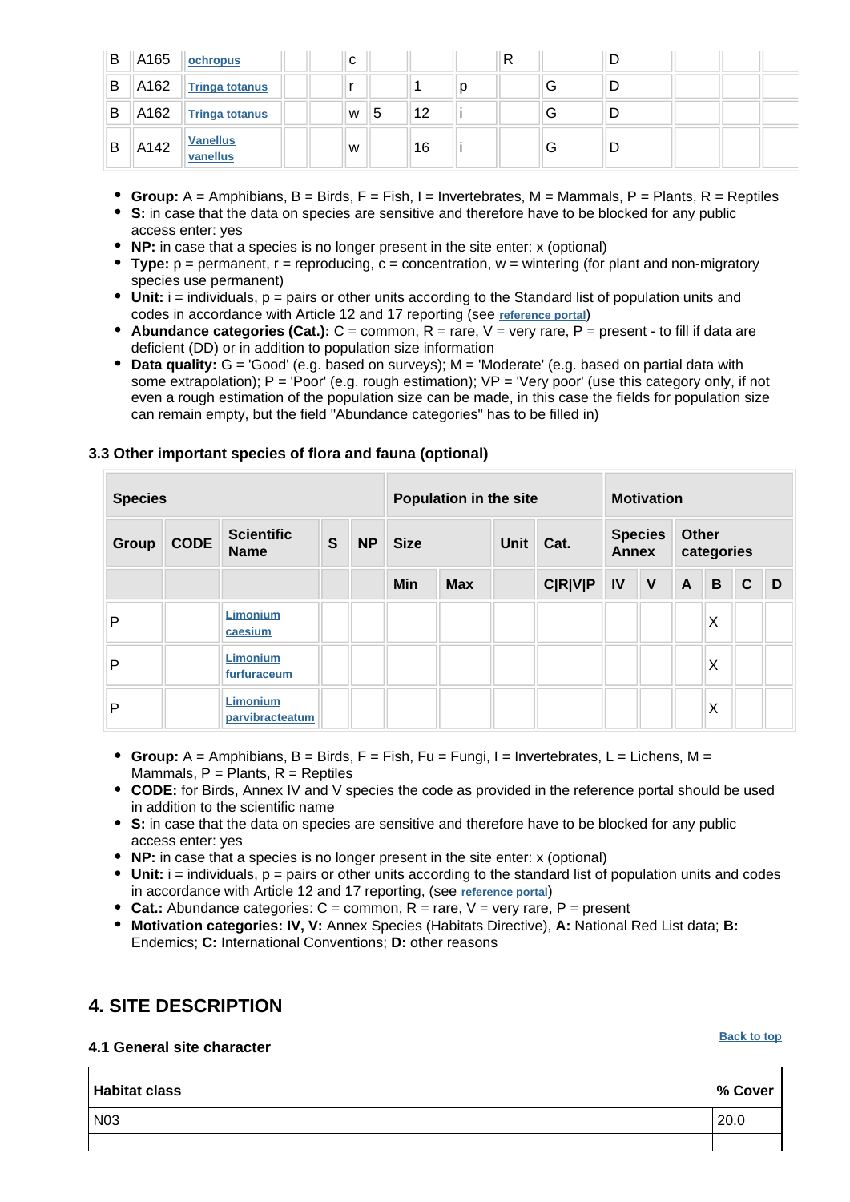| B | A165 | ochropus | | | c | | | | R | | D | | | |
|---|---|---|---|---|---|---|---|---|---|---|---|---|---|---|
| B | A162 | Tringa totanus | | | r | | 1 | p | | G | D | | | |
| B | A162 | Tringa totanus | | | w | 5 | 12 | i | | G | D | | | |
| B | A142 | Vanellus vanellus | | | w | | 16 | i | | G | D | | | |

- **Group:** A = Amphibians, B = Birds, F = Fish, I = Invertebrates, M = Mammals, P = Plants, R = Reptiles
- **S:** in case that the data on species are sensitive and therefore have to be blocked for any public access enter: yes
- **NP:** in case that a species is no longer present in the site enter: x (optional)
- **Type:** p = permanent, r = reproducing, c = concentration, w = wintering (for plant and non-migratory species use permanent)
- **Unit:** i = individuals, p = pairs or other units according to the Standard list of population units and codes in accordance with Article 12 and 17 reporting (see reference portal)
- **Abundance categories (Cat.):** C = common, R = rare, V = very rare, P = present - to fill if data are deficient (DD) or in addition to population size information
- **Data quality:** G = 'Good' (e.g. based on surveys); M = 'Moderate' (e.g. based on partial data with some extrapolation); P = 'Poor' (e.g. rough estimation); VP = 'Very poor' (use this category only, if not even a rough estimation of the population size can be made, in this case the fields for population size can remain empty, but the field "Abundance categories" has to be filled in)

### 3.3 Other important species of flora and fauna (optional)

| Species | | | | | Population in the site | | | | Motivation | | | | | |
|---|---|---|---|---|---|---|---|---|---|---|---|---|---|---|
| Group | CODE | Scientific Name | S | NP | Size | | Unit | Cat. | Species Annex | | Other categories | | | |
| | | | | | Min | Max | | C\|R\|V\|P | IV | V | A | B | C | D |
| P | | Limonium caesium | | | | | | | | | | X | | |
| P | | Limonium furfuraceum | | | | | | | | | | X | | |
| P | | Limonium parvibracteatum | | | | | | | | | | X | | |

- **Group:** A = Amphibians, B = Birds, F = Fish, Fu = Fungi, I = Invertebrates, L = Lichens, M = Mammals, P = Plants, R = Reptiles
- **CODE:** for Birds, Annex IV and V species the code as provided in the reference portal should be used in addition to the scientific name
- **S:** in case that the data on species are sensitive and therefore have to be blocked for any public access enter: yes
- **NP:** in case that a species is no longer present in the site enter: x (optional)
- **Unit:** i = individuals, p = pairs or other units according to the standard list of population units and codes in accordance with Article 12 and 17 reporting, (see reference portal)
- **Cat.:** Abundance categories: C = common, R = rare, V = very rare, P = present
- **Motivation categories: IV, V:** Annex Species (Habitats Directive), **A:** National Red List data; **B:** Endemics; **C:** International Conventions; **D:** other reasons

## 4. SITE DESCRIPTION

Back to top

### 4.1 General site character

| Habitat class | % Cover |
|---|---|
| N03 | 20.0 |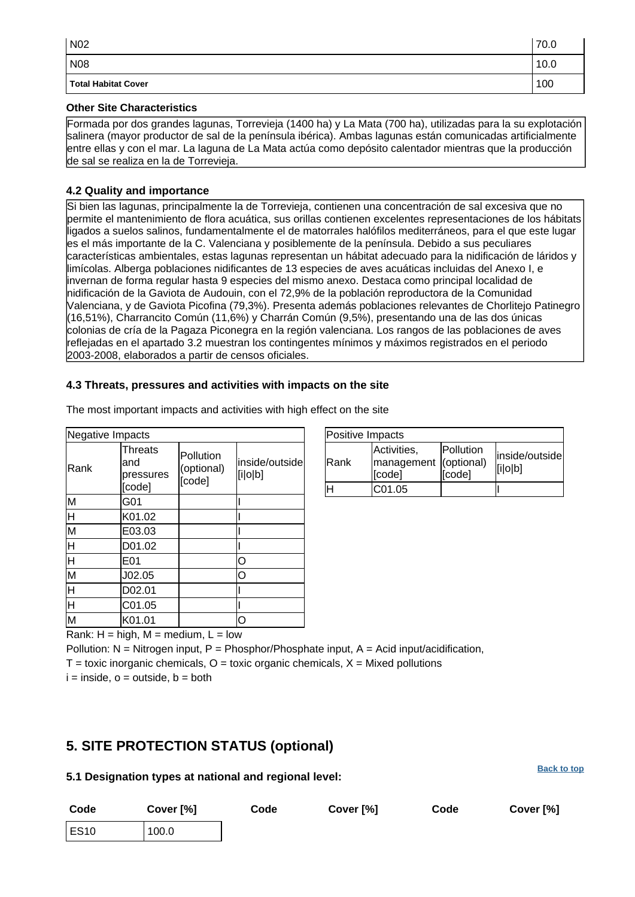| | |
|---|---|
| N02 | 70.0 |
| N08 | 10.0 |
| **Total Habitat Cover** | 100 |

**Other Site Characteristics**

Formada por dos grandes lagunas, Torrevieja (1400 ha) y La Mata (700 ha), utilizadas para la su explotación salinera (mayor productor de sal de la península ibérica). Ambas lagunas están comunicadas artificialmente entre ellas y con el mar. La laguna de La Mata actúa como depósito calentador mientras que la producción de sal se realiza en la de Torrevieja.

**4.2 Quality and importance**

Si bien las lagunas, principalmente la de Torrevieja, contienen una concentración de sal excesiva que no permite el mantenimiento de flora acuática, sus orillas contienen excelentes representaciones de los hábitats ligados a suelos salinos, fundamentalmente el de matorrales halófilos mediterráneos, para el que este lugar es el más importante de la C. Valenciana y posiblemente de la península. Debido a sus peculiares características ambientales, estas lagunas representan un hábitat adecuado para la nidificación de láridos y limícolas. Alberga poblaciones nidificantes de 13 especies de aves acuáticas incluidas del Anexo I, e invernan de forma regular hasta 9 especies del mismo anexo. Destaca como principal localidad de nidificación de la Gaviota de Audouin, con el 72,9% de la población reproductora de la Comunidad Valenciana, y de Gaviota Picofina (79,3%). Presenta además poblaciones relevantes de Chorlitejo Patinegro (16,51%), Charrancito Común (11,6%) y Charrán Común (9,5%), presentando una de las dos únicas colonias de cría de la Pagaza Piconegra en la región valenciana. Los rangos de las poblaciones de aves reflejadas en el apartado 3.2 muestran los contingentes mínimos y máximos registrados en el periodo 2003-2008, elaborados a partir de censos oficiales.

**4.3 Threats, pressures and activities with impacts on the site**

The most important impacts and activities with high effect on the site

| Negative Impacts | | | |
|---|---|---|---|
| Rank | Threats and pressures [code] | Pollution (optional) [code] | inside/outside [i\|o\|b] |
| M | G01 | | I |
| H | K01.02 | | I |
| M | E03.03 | | I |
| H | D01.02 | | I |
| H | E01 | | O |
| M | J02.05 | | O |
| H | D02.01 | | I |
| H | C01.05 | | I |
| M | K01.01 | | O |

| Positive Impacts | | | |
|---|---|---|---|
| Rank | Activities, management [code] | Pollution (optional) [code] | inside/outside [i\|o\|b] |
| H | C01.05 | | I |

Rank: H = high, M = medium, L = low

Pollution: N = Nitrogen input, P = Phosphor/Phosphate input, A = Acid input/acidification,

T = toxic inorganic chemicals, O = toxic organic chemicals, X = Mixed pollutions

i = inside, o = outside, b = both

## 5. SITE PROTECTION STATUS (optional)

Back to top

**5.1 Designation types at national and regional level:**

| Code | Cover [%] | Code | Cover [%] | Code | Cover [%] |
|---|---|---|---|---|---|
| ES10 | 100.0 | | | | |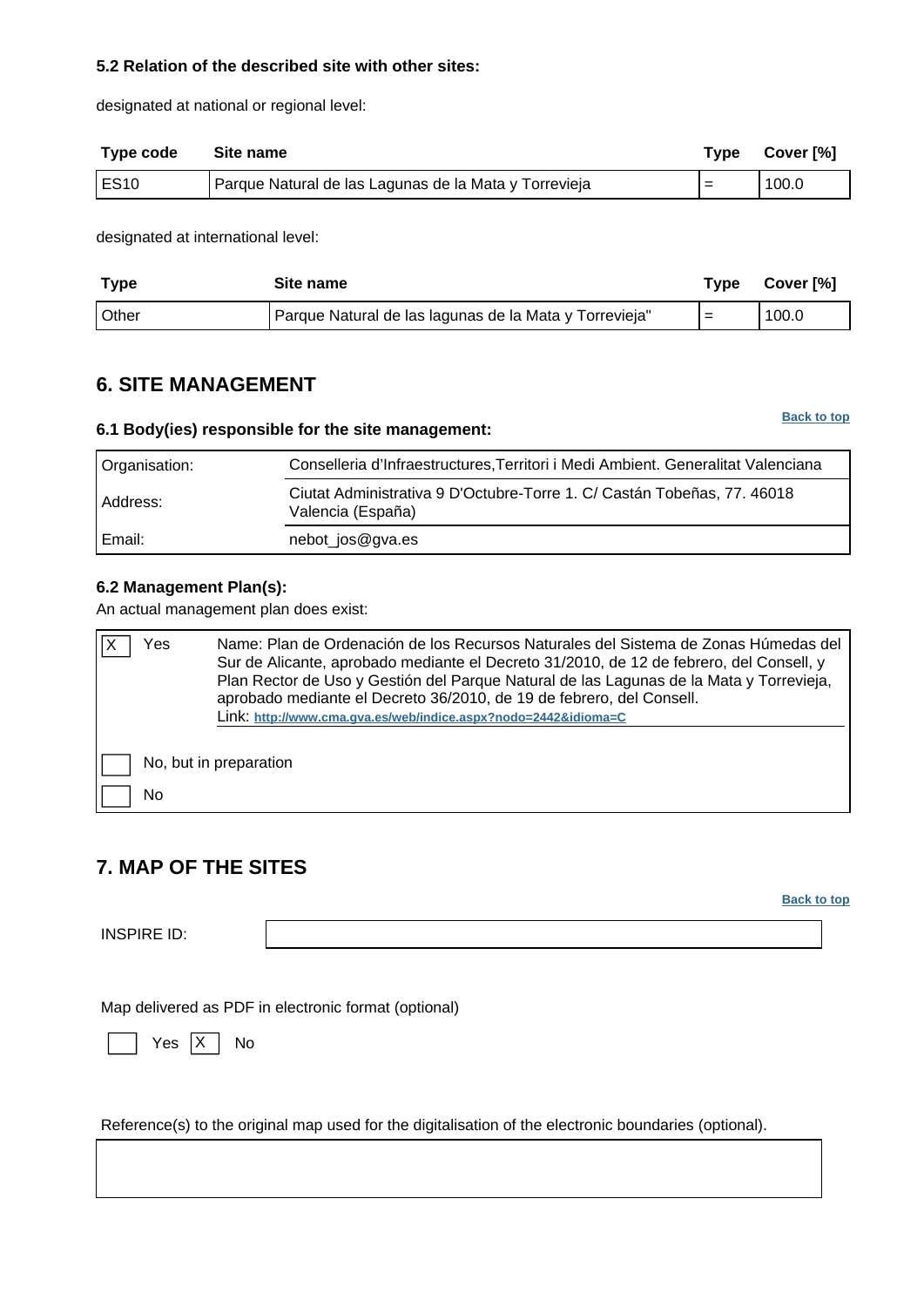### 5.2 Relation of the described site with other sites:

designated at national or regional level:

| Type code | Site name | Type | Cover [%] |
|---|---|---|---|
| ES10 | Parque Natural de las Lagunas de la Mata y Torrevieja | = | 100.0 |

designated at international level:

| Type | Site name | Type | Cover [%] |
|---|---|---|---|
| Other | Parque Natural de las lagunas de la Mata y Torrevieja" | = | 100.0 |

## 6. SITE MANAGEMENT

Back to top

### 6.1 Body(ies) responsible for the site management:

| | |
|---|---|
| Organisation: | Conselleria d'Infraestructures,Territori i Medi Ambient. Generalitat Valenciana |
| Address: | Ciutat Administrativa 9 D'Octubre-Torre 1. C/ Castán Tobeñas, 77. 46018 Valencia (España) |
| Email: | nebot_jos@gva.es |

### 6.2 Management Plan(s):

An actual management plan does exist:

| | | |
|---|---|---|
| X | Yes | Name: Plan de Ordenación de los Recursos Naturales del Sistema de Zonas Húmedas del Sur de Alicante, aprobado mediante el Decreto 31/2010, de 12 de febrero, del Consell, y Plan Rector de Uso y Gestión del Parque Natural de las Lagunas de la Mata y Torrevieja, aprobado mediante el Decreto 36/2010, de 19 de febrero, del Consell. Link: http://www.cma.gva.es/web/indice.aspx?nodo=2442&idioma=C |
| | No, but in preparation | |
| | No | |

## 7. MAP OF THE SITES

Back to top

INSPIRE ID:

Map delivered as PDF in electronic format (optional)

[ ] Yes [X] No

Reference(s) to the original map used for the digitalisation of the electronic boundaries (optional).